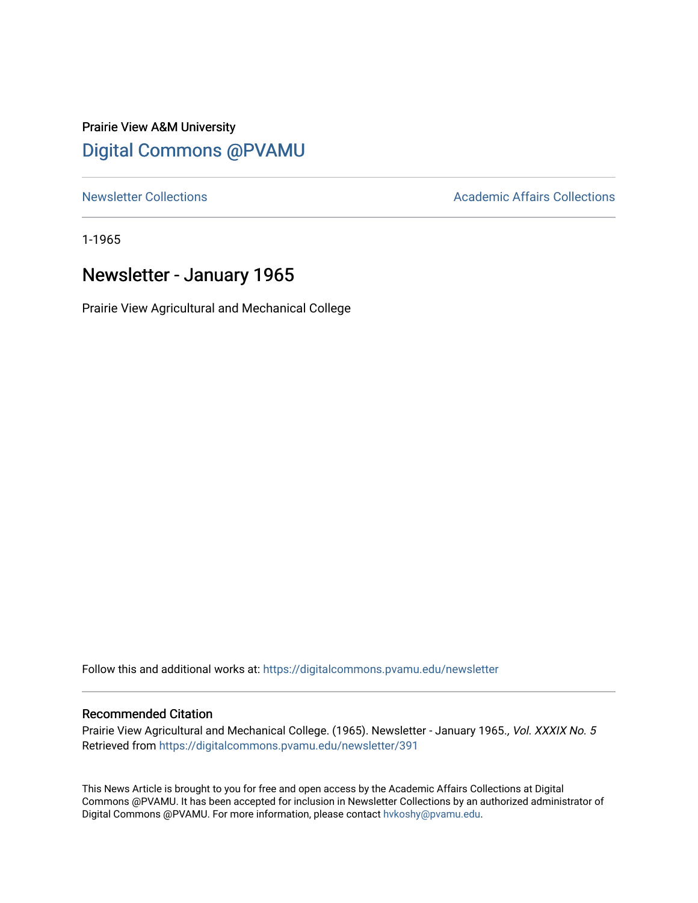Prairie View A&M University

# Digital Commons @PVAMU

Newsletter Collections | Academic Affairs Collections

1-1965

## Newsletter - January 1965

Prairie View Agricultural and Mechanical College

Follow this and additional works at: https://digitalcommons.pvamu.edu/newsletter

### Recommended Citation

Prairie View Agricultural and Mechanical College. (1965). Newsletter - January 1965., *Vol. XXXIX No. 5* Retrieved from https://digitalcommons.pvamu.edu/newsletter/391

This News Article is brought to you for free and open access by the Academic Affairs Collections at Digital Commons @PVAMU. It has been accepted for inclusion in Newsletter Collections by an authorized administrator of Digital Commons @PVAMU. For more information, please contact hvkoshy@pvamu.edu.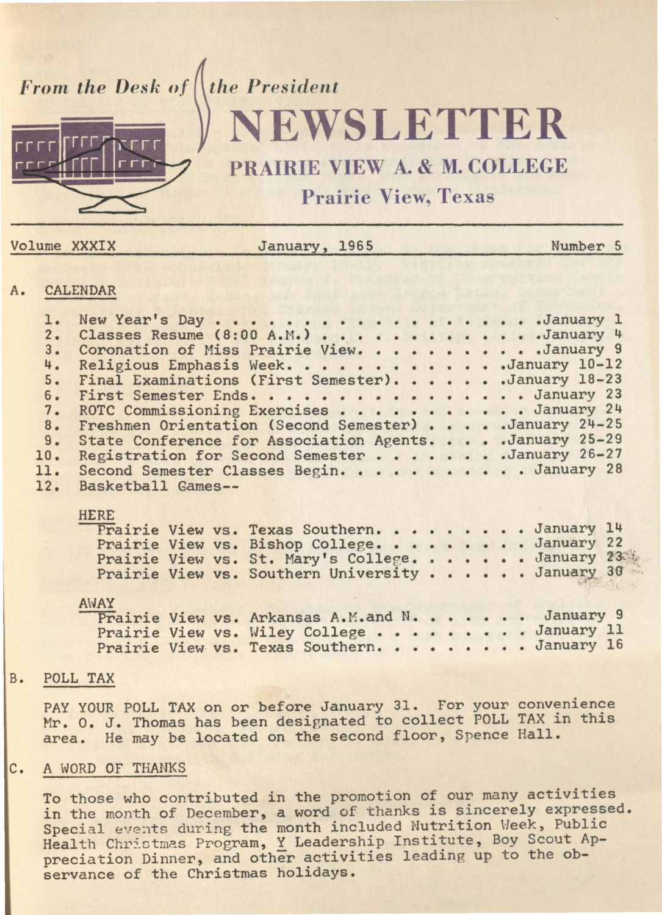*From the Desk of the President*

# NEWSLETTER

## PRAIRIE VIEW A. & M. COLLEGE

### Prairie View, Texas

Volume XXXIX — January, 1965 — Number 5

## A. CALENDAR

1. New Year's Day . . . . . . . . . . . . . . . . . . . . . . .January 1
2. Classes Resume (8:00 A.M.) . . . . . . . . . . . . . . .January 4
3. Coronation of Miss Prairie View. . . . . . . . . . . .January 9
4. Religious Emphasis Week. . . . . . . . . . . . . .January 10-12
5. Final Examinations (First Semester). . . . . . .January 18-23
6. First Semester Ends. . . . . . . . . . . . . . . . . January 23
7. ROTC Commissioning Exercises . . . . . . . . . . . . January 24
8. Freshmen Orientation (Second Semester) . . . . .January 24-25
9. State Conference for Association Agents. . . . .January 25-29
10. Registration for Second Semester . . . . . . . . .January 26-27
11. Second Semester Classes Begin. . . . . . . . . . . January 28
12. Basketball Games--

    HERE

    Prairie View vs. Texas Southern. . . . . . . . . January 14
    Prairie View vs. Bishop College. . . . . . . . . January 22
    Prairie View vs. St. Mary's College. . . . . . . January 23
    Prairie View vs. Southern University . . . . . . January 30

    AWAY

    Prairie View vs. Arkansas A.M.and N. . . . . . . January 9
    Prairie View vs. Wiley College . . . . . . . . . January 11
    Prairie View vs. Texas Southern. . . . . . . . . January 16

## B. POLL TAX

PAY YOUR POLL TAX on or before January 31. For your convenience Mr. O. J. Thomas has been designated to collect POLL TAX in this area. He may be located on the second floor, Spence Hall.

## C. A WORD OF THANKS

To those who contributed in the promotion of our many activities in the month of December, a word of thanks is sincerely expressed. Special events during the month included Nutrition Week, Public Health Christmas Program, Y Leadership Institute, Boy Scout Appreciation Dinner, and other activities leading up to the observance of the Christmas holidays.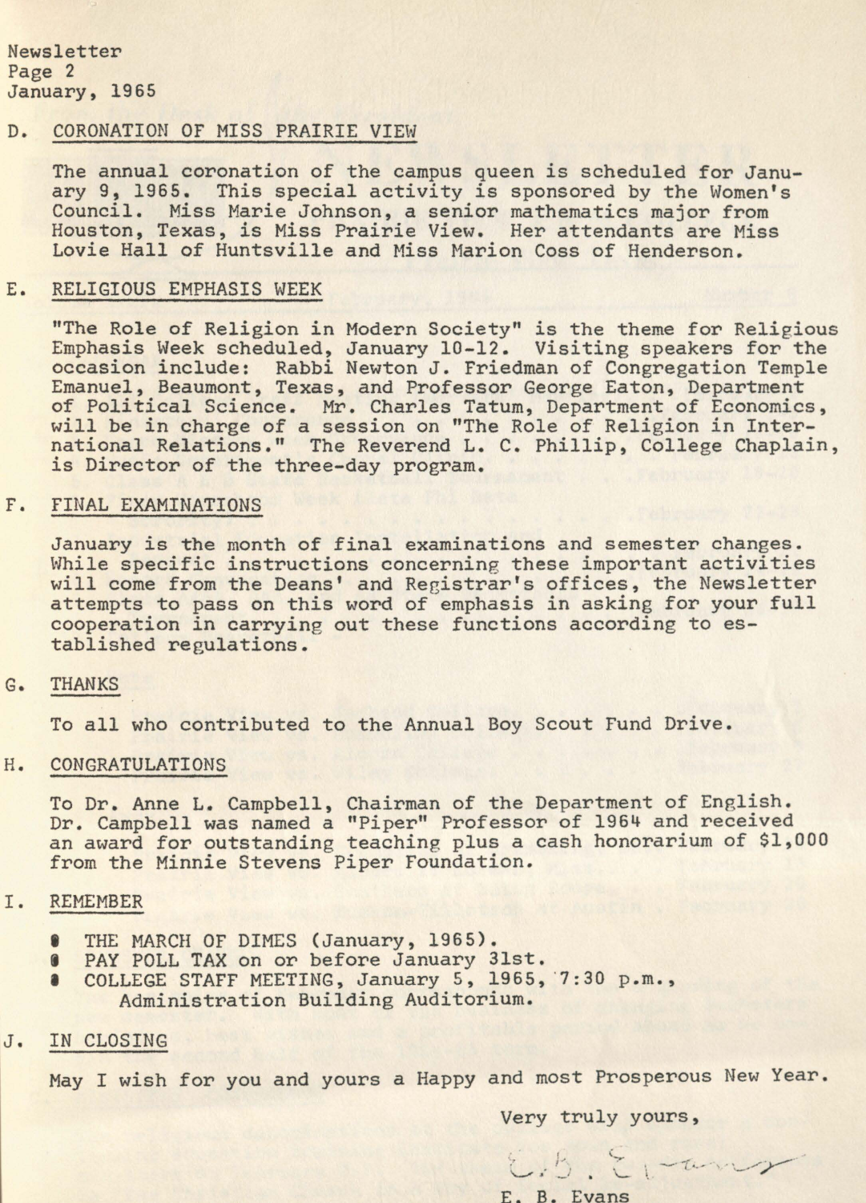### D. CORONATION OF MISS PRAIRIE VIEW

The annual coronation of the campus queen is scheduled for January 9, 1965. This special activity is sponsored by the Women's Council. Miss Marie Johnson, a senior mathematics major from Houston, Texas, is Miss Prairie View. Her attendants are Miss Lovie Hall of Huntsville and Miss Marion Coss of Henderson.

### E. RELIGIOUS EMPHASIS WEEK

"The Role of Religion in Modern Society" is the theme for Religious Emphasis Week scheduled, January 10-12. Visiting speakers for the occasion include: Rabbi Newton J. Friedman of Congregation Temple Emanuel, Beaumont, Texas, and Professor George Eaton, Department of Political Science. Mr. Charles Tatum, Department of Economics, will be in charge of a session on "The Role of Religion in International Relations." The Reverend L. C. Phillip, College Chaplain, is Director of the three-day program.

### F. FINAL EXAMINATIONS

January is the month of final examinations and semester changes. While specific instructions concerning these important activities will come from the Deans' and Registrar's offices, the Newsletter attempts to pass on this word of emphasis in asking for your full cooperation in carrying out these functions according to established regulations.

### G. THANKS

To all who contributed to the Annual Boy Scout Fund Drive.

### H. CONGRATULATIONS

To Dr. Anne L. Campbell, Chairman of the Department of English. Dr. Campbell was named a "Piper" Professor of 1964 and received an award for outstanding teaching plus a cash honorarium of $1,000 from the Minnie Stevens Piper Foundation.

### I. REMEMBER

- THE MARCH OF DIMES (January, 1965).
- PAY POLL TAX on or before January 31st.
- COLLEGE STAFF MEETING, January 5, 1965, 7:30 p.m., Administration Building Auditorium.

### J. IN CLOSING

May I wish for you and yours a Happy and most Prosperous New Year.

Very truly yours,

E. B. Evans